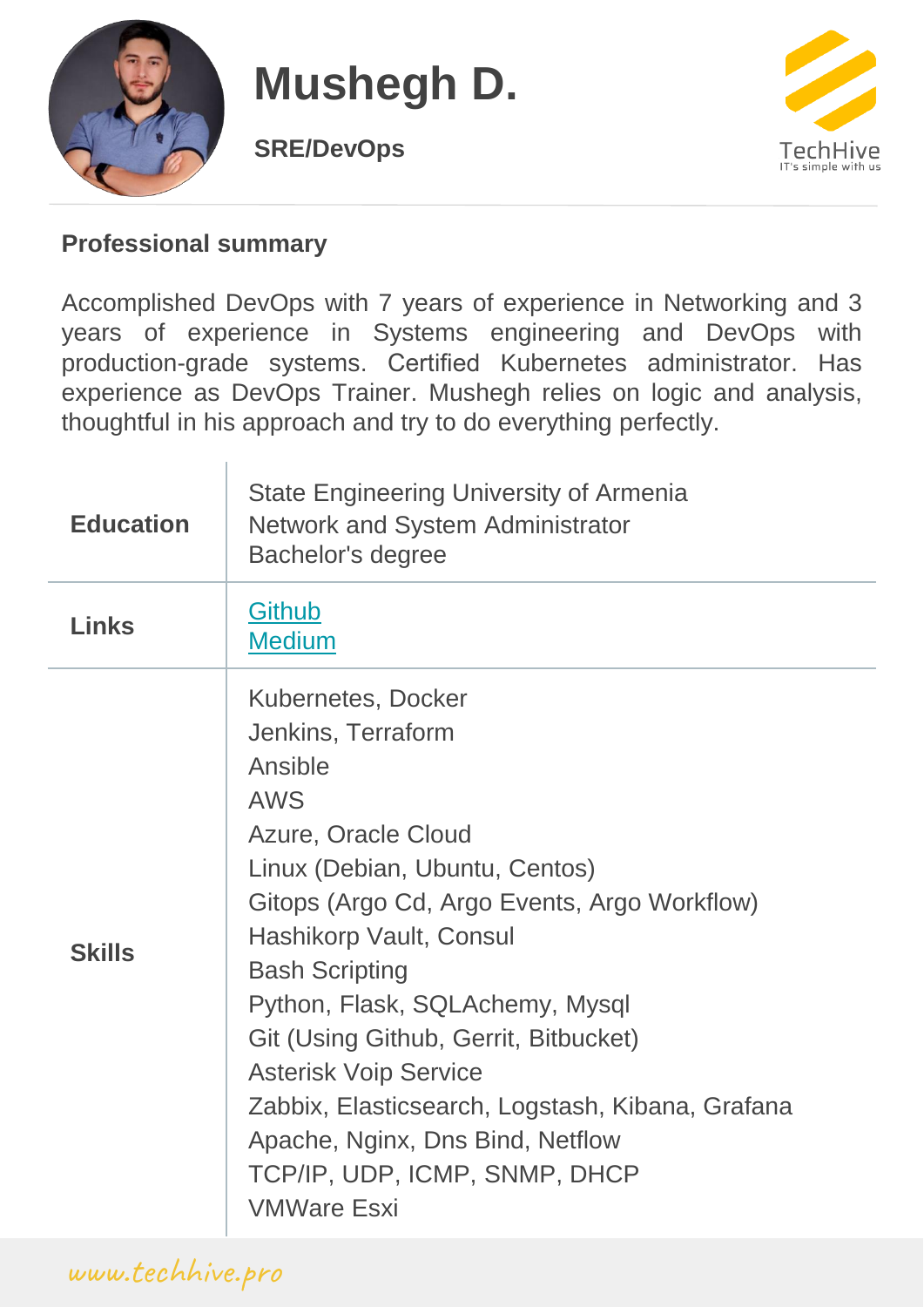# Mushegh D.

**SRE/DevOps**

TechHive
IT's simple with us

## Professional summary

Accomplished DevOps with 7 years of experience in Networking and 3 years of experience in Systems engineering and DevOps with production-grade systems. Certified Kubernetes administrator. Has experience as DevOps Trainer. Mushegh relies on logic and analysis, thoughtful in his approach and try to do everything perfectly.

| | |
|---|---|
| **Education** | State Engineering University of Armenia<br>Network and System Administrator<br>Bachelor's degree |
| **Links** | Github<br>Medium |
| **Skills** | Kubernetes, Docker<br>Jenkins, Terraform<br>Ansible<br>AWS<br>Azure, Oracle Cloud<br>Linux (Debian, Ubuntu, Centos)<br>Gitops (Argo Cd, Argo Events, Argo Workflow)<br>Hashikorp Vault, Consul<br>Bash Scripting<br>Python, Flask, SQLAchemy, Mysql<br>Git (Using Github, Gerrit, Bitbucket)<br>Asterisk Voip Service<br>Zabbix, Elasticsearch, Logstash, Kibana, Grafana<br>Apache, Nginx, Dns Bind, Netflow<br>TCP/IP, UDP, ICMP, SNMP, DHCP<br>VMWare Esxi |

www.techhive.pro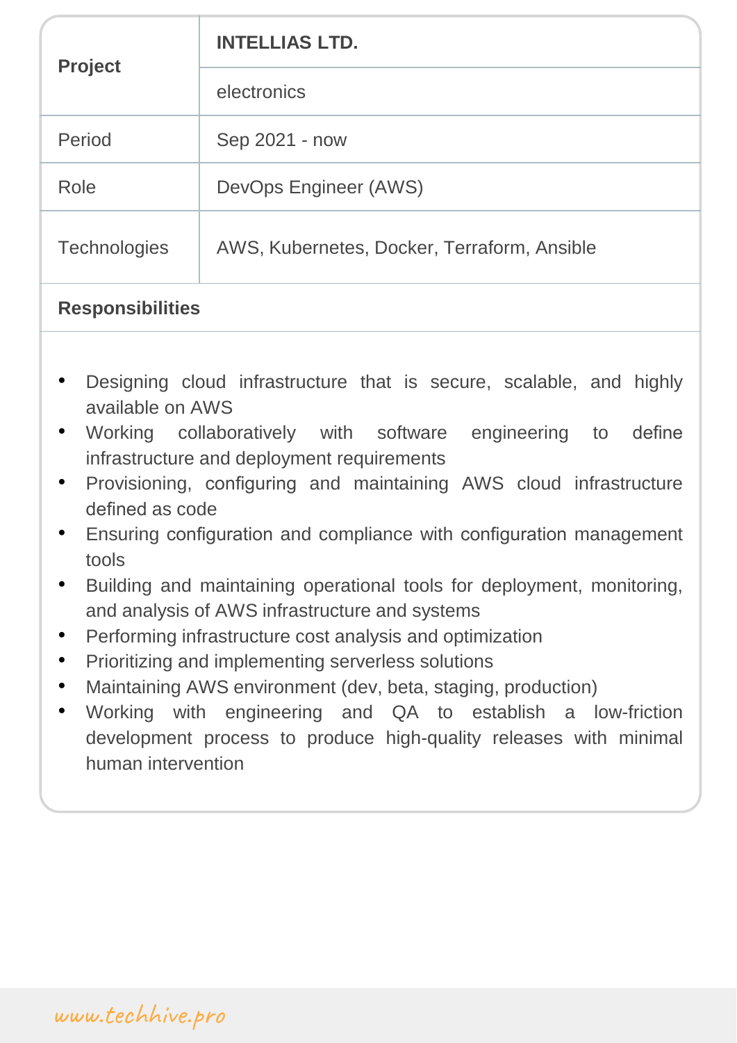| **Project** | **INTELLIAS LTD.** |
|---|---|
| | electronics |
| Period | Sep 2021 - now |
| Role | DevOps Engineer (AWS) |
| Technologies | AWS, Kubernetes, Docker, Terraform, Ansible |

**Responsibilities**

- Designing cloud infrastructure that is secure, scalable, and highly available on AWS
- Working collaboratively with software engineering to define infrastructure and deployment requirements
- Provisioning, configuring and maintaining AWS cloud infrastructure defined as code
- Ensuring configuration and compliance with configuration management tools
- Building and maintaining operational tools for deployment, monitoring, and analysis of AWS infrastructure and systems
- Performing infrastructure cost analysis and optimization
- Prioritizing and implementing serverless solutions
- Maintaining AWS environment (dev, beta, staging, production)
- Working with engineering and QA to establish a low-friction development process to produce high-quality releases with minimal human intervention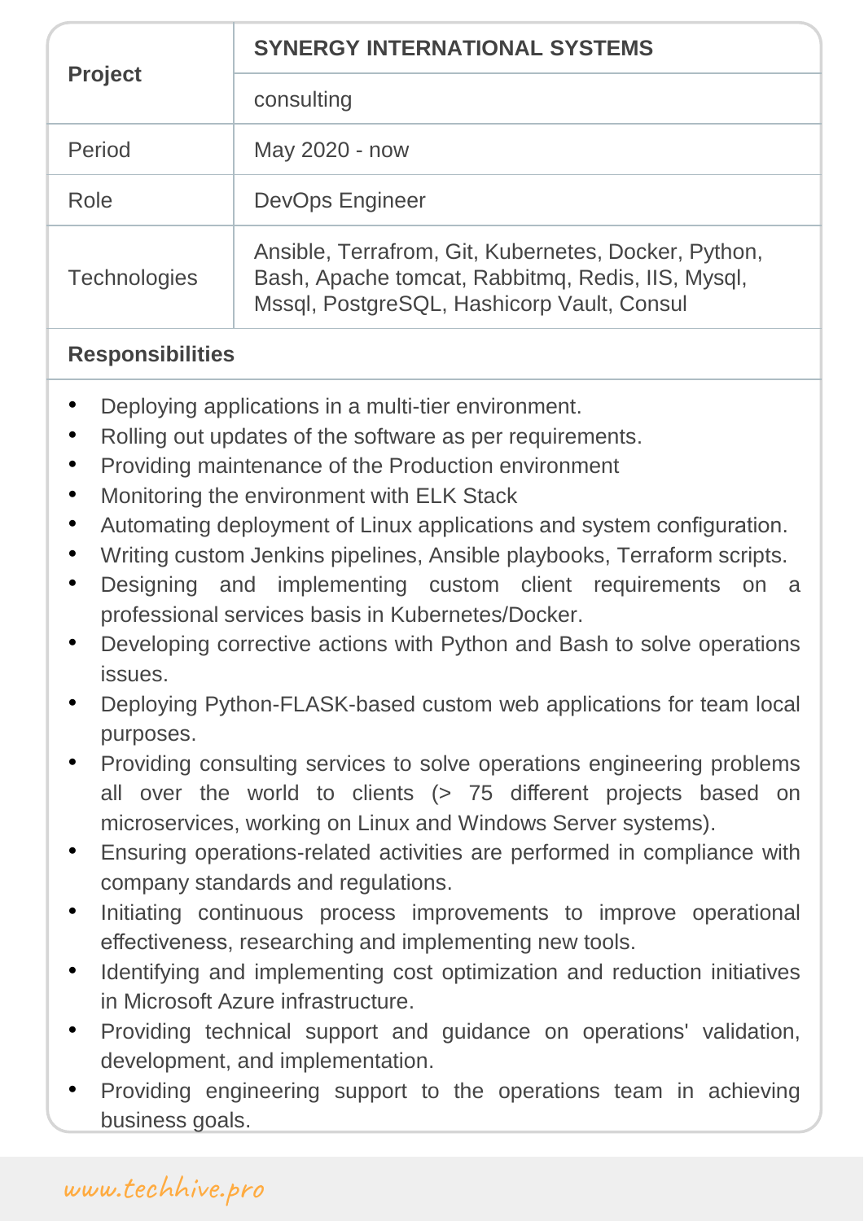| Project | SYNERGY INTERNATIONAL SYSTEMS |
| --- | --- |
| | consulting |
| Period | May 2020 - now |
| Role | DevOps Engineer |
| Technologies | Ansible, Terrafrom, Git, Kubernetes, Docker, Python, Bash, Apache tomcat, Rabbitmq, Redis, IIS, Mysql, Mssql, PostgreSQL, Hashicorp Vault, Consul |

**Responsibilities**

- Deploying applications in a multi-tier environment.
- Rolling out updates of the software as per requirements.
- Providing maintenance of the Production environment
- Monitoring the environment with ELK Stack
- Automating deployment of Linux applications and system configuration.
- Writing custom Jenkins pipelines, Ansible playbooks, Terraform scripts.
- Designing and implementing custom client requirements on a professional services basis in Kubernetes/Docker.
- Developing corrective actions with Python and Bash to solve operations issues.
- Deploying Python-FLASK-based custom web applications for team local purposes.
- Providing consulting services to solve operations engineering problems all over the world to clients (> 75 different projects based on microservices, working on Linux and Windows Server systems).
- Ensuring operations-related activities are performed in compliance with company standards and regulations.
- Initiating continuous process improvements to improve operational effectiveness, researching and implementing new tools.
- Identifying and implementing cost optimization and reduction initiatives in Microsoft Azure infrastructure.
- Providing technical support and guidance on operations' validation, development, and implementation.
- Providing engineering support to the operations team in achieving business goals.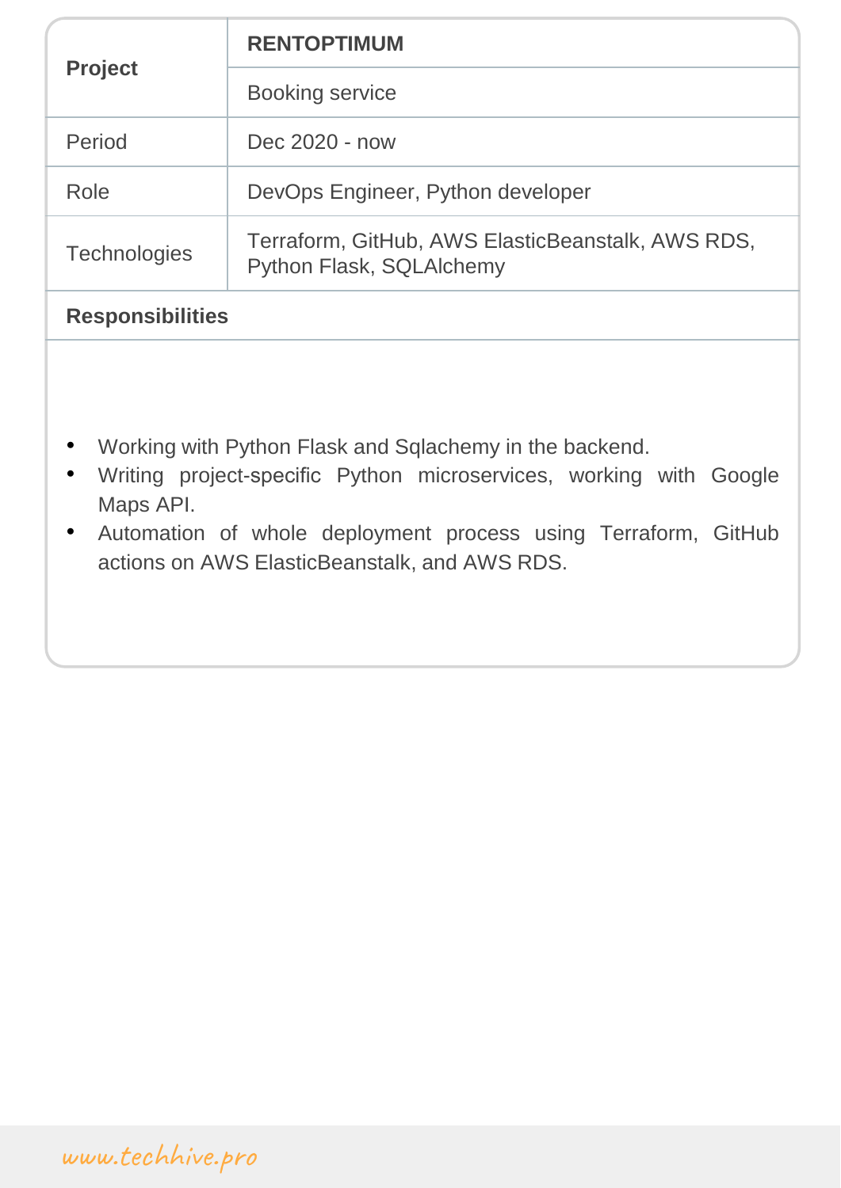| Project | **RENTOPTIMUM** |
| --- | --- |
| | Booking service |
| Period | Dec 2020 - now |
| Role | DevOps Engineer, Python developer |
| Technologies | Terraform, GitHub, AWS ElasticBeanstalk, AWS RDS, Python Flask, SQLAlchemy |

**Responsibilities**

- Working with Python Flask and Sqlachemy in the backend.
- Writing project-specific Python microservices, working with Google Maps API.
- Automation of whole deployment process using Terraform, GitHub actions on AWS ElasticBeanstalk, and AWS RDS.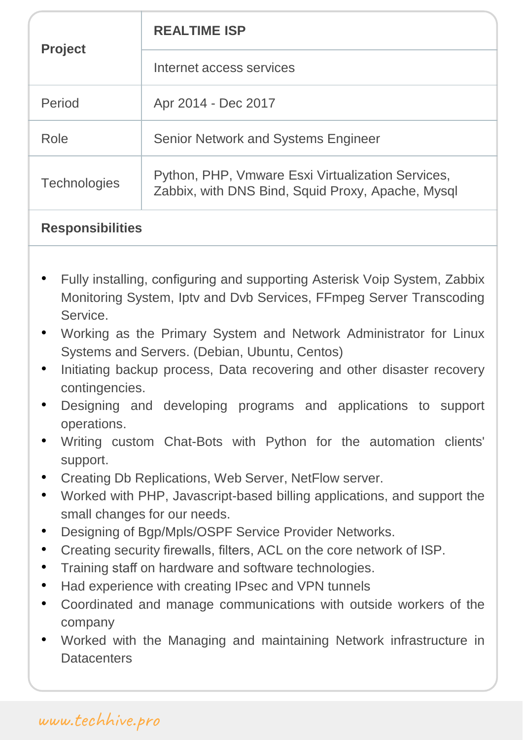| | |
|---|---|
| **Project** | **REALTIME ISP** |
| | Internet access services |
| Period | Apr 2014 - Dec 2017 |
| Role | Senior Network and Systems Engineer |
| Technologies | Python, PHP, Vmware Esxi Virtualization Services, Zabbix, with DNS Bind, Squid Proxy, Apache, Mysql |

**Responsibilities**

- Fully installing, configuring and supporting Asterisk Voip System, Zabbix Monitoring System, Iptv and Dvb Services, FFmpeg Server Transcoding Service.
- Working as the Primary System and Network Administrator for Linux Systems and Servers. (Debian, Ubuntu, Centos)
- Initiating backup process, Data recovering and other disaster recovery contingencies.
- Designing and developing programs and applications to support operations.
- Writing custom Chat-Bots with Python for the automation clients' support.
- Creating Db Replications, Web Server, NetFlow server.
- Worked with PHP, Javascript-based billing applications, and support the small changes for our needs.
- Designing of Bgp/Mpls/OSPF Service Provider Networks.
- Creating security firewalls, filters, ACL on the core network of ISP.
- Training staff on hardware and software technologies.
- Had experience with creating IPsec and VPN tunnels
- Coordinated and manage communications with outside workers of the company
- Worked with the Managing and maintaining Network infrastructure in Datacenters